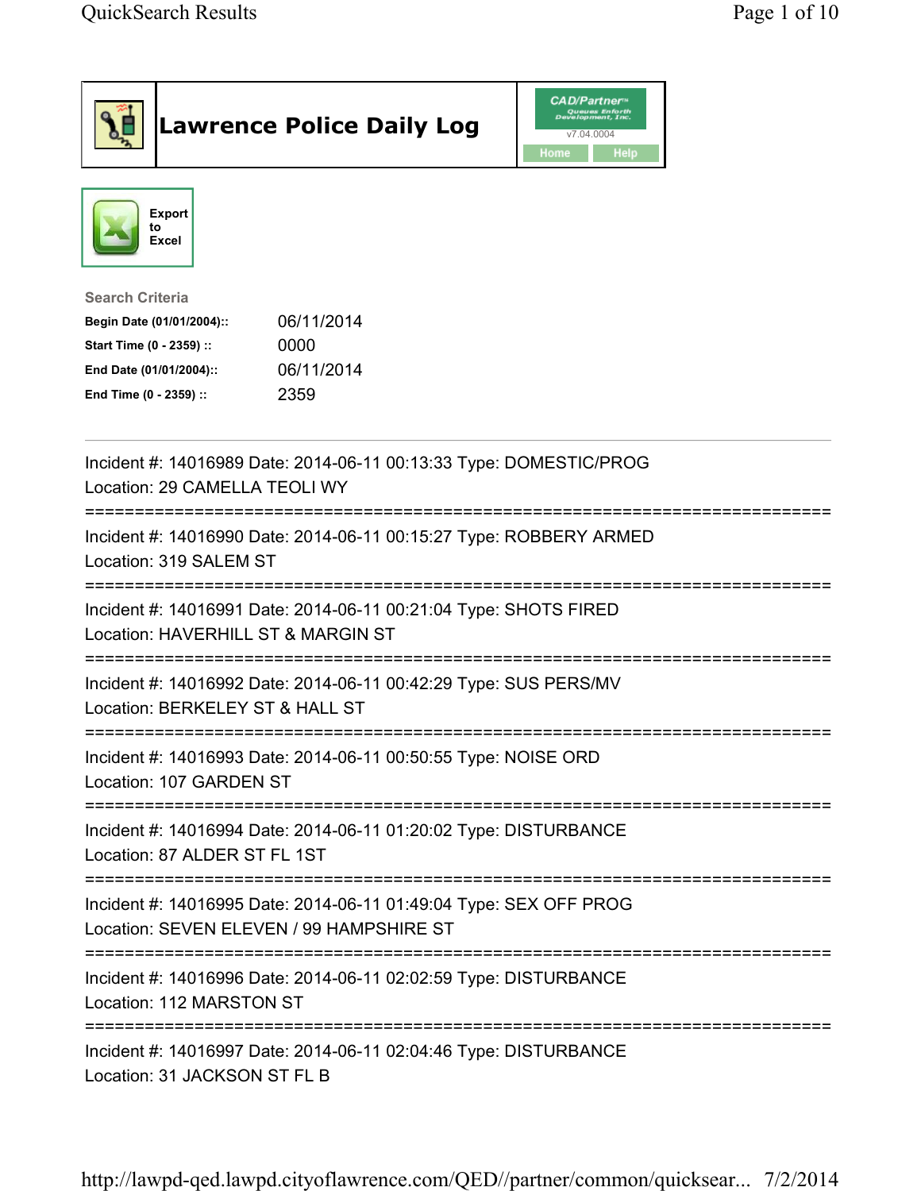# Lawrence Police Daily Log

CAD/Partner™ v7.04.0004

Home | Help

Export to Excel

**Search Criteria**

| | |
|---|---|
| **Begin Date (01/01/2004)::** | 06/11/2014 |
| **Start Time (0 - 2359) ::** | 0000 |
| **End Date (01/01/2004)::** | 06/11/2014 |
| **End Time (0 - 2359) ::** | 2359 |

---

Incident #: 14016989 Date: 2014-06-11 00:13:33 Type: DOMESTIC/PROG
Location: 29 CAMELLA TEOLI WY

===========================================================================

Incident #: 14016990 Date: 2014-06-11 00:15:27 Type: ROBBERY ARMED
Location: 319 SALEM ST

===========================================================================

Incident #: 14016991 Date: 2014-06-11 00:21:04 Type: SHOTS FIRED
Location: HAVERHILL ST & MARGIN ST

===========================================================================

Incident #: 14016992 Date: 2014-06-11 00:42:29 Type: SUS PERS/MV
Location: BERKELEY ST & HALL ST

===========================================================================

Incident #: 14016993 Date: 2014-06-11 00:50:55 Type: NOISE ORD
Location: 107 GARDEN ST

===========================================================================

Incident #: 14016994 Date: 2014-06-11 01:20:02 Type: DISTURBANCE
Location: 87 ALDER ST FL 1ST

===========================================================================

Incident #: 14016995 Date: 2014-06-11 01:49:04 Type: SEX OFF PROG
Location: SEVEN ELEVEN / 99 HAMPSHIRE ST

===========================================================================

Incident #: 14016996 Date: 2014-06-11 02:02:59 Type: DISTURBANCE
Location: 112 MARSTON ST

===========================================================================

Incident #: 14016997 Date: 2014-06-11 02:04:46 Type: DISTURBANCE
Location: 31 JACKSON ST FL B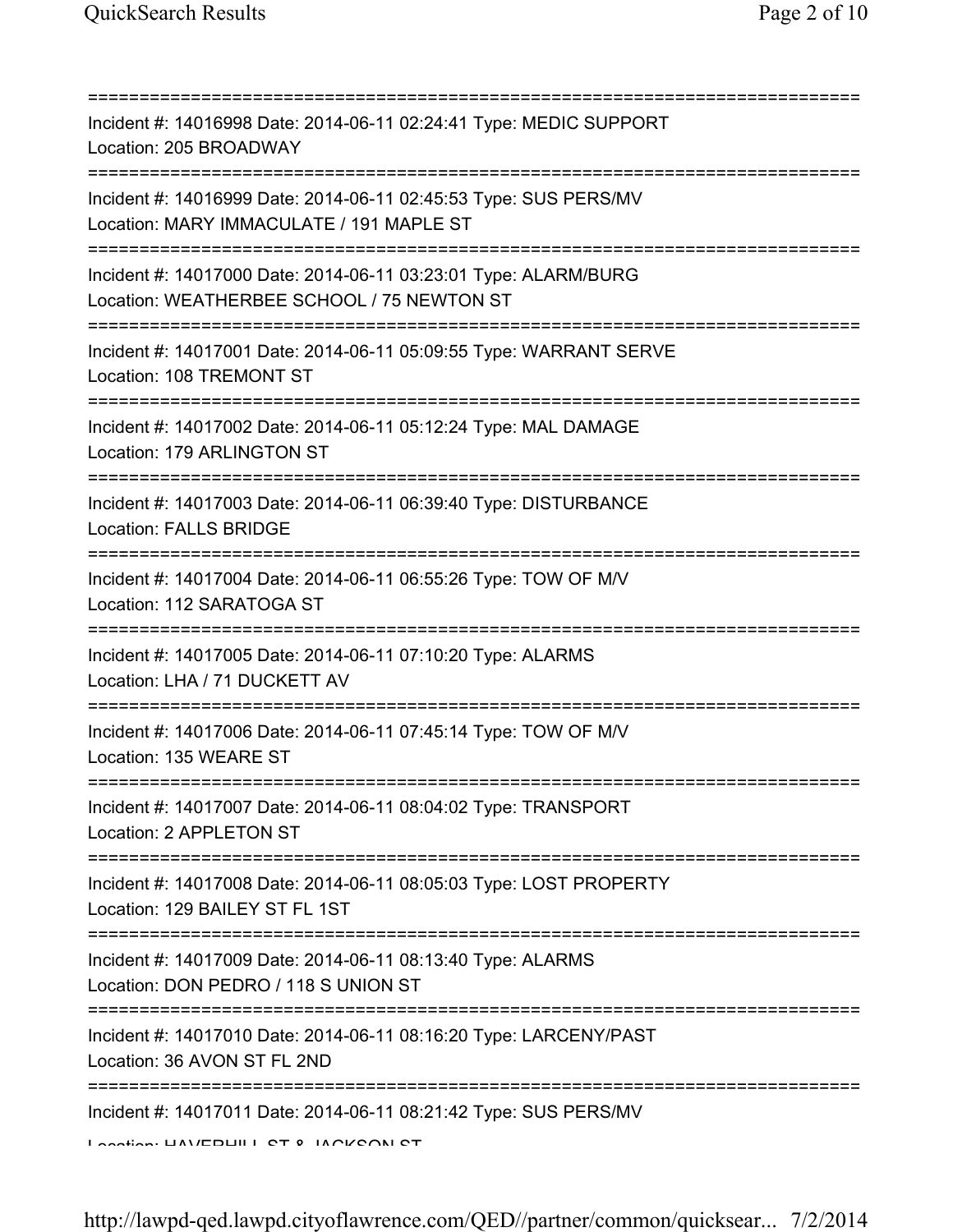===========================================================================

Incident #: 14016998 Date: 2014-06-11 02:24:41 Type: MEDIC SUPPORT
Location: 205 BROADWAY

===========================================================================

Incident #: 14016999 Date: 2014-06-11 02:45:53 Type: SUS PERS/MV
Location: MARY IMMACULATE / 191 MAPLE ST

===========================================================================

Incident #: 14017000 Date: 2014-06-11 03:23:01 Type: ALARM/BURG
Location: WEATHERBEE SCHOOL / 75 NEWTON ST

===========================================================================

Incident #: 14017001 Date: 2014-06-11 05:09:55 Type: WARRANT SERVE
Location: 108 TREMONT ST

===========================================================================

Incident #: 14017002 Date: 2014-06-11 05:12:24 Type: MAL DAMAGE
Location: 179 ARLINGTON ST

===========================================================================

Incident #: 14017003 Date: 2014-06-11 06:39:40 Type: DISTURBANCE
Location: FALLS BRIDGE

===========================================================================

Incident #: 14017004 Date: 2014-06-11 06:55:26 Type: TOW OF M/V
Location: 112 SARATOGA ST

===========================================================================

Incident #: 14017005 Date: 2014-06-11 07:10:20 Type: ALARMS
Location: LHA / 71 DUCKETT AV

===========================================================================

Incident #: 14017006 Date: 2014-06-11 07:45:14 Type: TOW OF M/V
Location: 135 WEARE ST

===========================================================================

Incident #: 14017007 Date: 2014-06-11 08:04:02 Type: TRANSPORT
Location: 2 APPLETON ST

===========================================================================

Incident #: 14017008 Date: 2014-06-11 08:05:03 Type: LOST PROPERTY
Location: 129 BAILEY ST FL 1ST

===========================================================================

Incident #: 14017009 Date: 2014-06-11 08:13:40 Type: ALARMS
Location: DON PEDRO / 118 S UNION ST

===========================================================================

Incident #: 14017010 Date: 2014-06-11 08:16:20 Type: LARCENY/PAST
Location: 36 AVON ST FL 2ND

===========================================================================

Incident #: 14017011 Date: 2014-06-11 08:21:42 Type: SUS PERS/MV
Location: HAVERHILL ST & JACKSON ST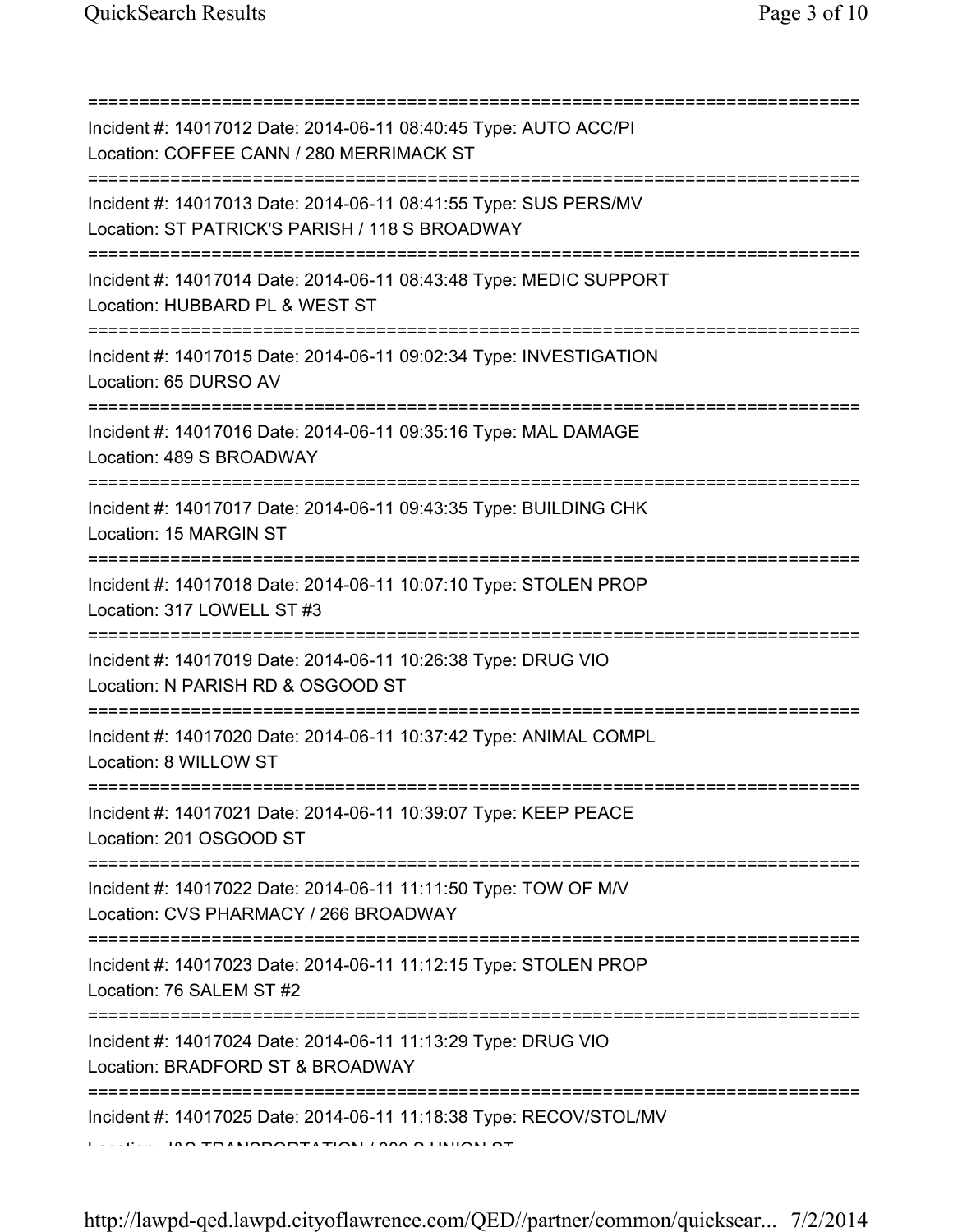===========================================================================
Incident #: 14017012 Date: 2014-06-11 08:40:45 Type: AUTO ACC/PI
Location: COFFEE CANN / 280 MERRIMACK ST
===========================================================================
Incident #: 14017013 Date: 2014-06-11 08:41:55 Type: SUS PERS/MV
Location: ST PATRICK'S PARISH / 118 S BROADWAY
===========================================================================
Incident #: 14017014 Date: 2014-06-11 08:43:48 Type: MEDIC SUPPORT
Location: HUBBARD PL & WEST ST
===========================================================================
Incident #: 14017015 Date: 2014-06-11 09:02:34 Type: INVESTIGATION
Location: 65 DURSO AV
===========================================================================
Incident #: 14017016 Date: 2014-06-11 09:35:16 Type: MAL DAMAGE
Location: 489 S BROADWAY
===========================================================================
Incident #: 14017017 Date: 2014-06-11 09:43:35 Type: BUILDING CHK
Location: 15 MARGIN ST
===========================================================================
Incident #: 14017018 Date: 2014-06-11 10:07:10 Type: STOLEN PROP
Location: 317 LOWELL ST #3
===========================================================================
Incident #: 14017019 Date: 2014-06-11 10:26:38 Type: DRUG VIO
Location: N PARISH RD & OSGOOD ST
===========================================================================
Incident #: 14017020 Date: 2014-06-11 10:37:42 Type: ANIMAL COMPL
Location: 8 WILLOW ST
===========================================================================
Incident #: 14017021 Date: 2014-06-11 10:39:07 Type: KEEP PEACE
Location: 201 OSGOOD ST
===========================================================================
Incident #: 14017022 Date: 2014-06-11 11:11:50 Type: TOW OF M/V
Location: CVS PHARMACY / 266 BROADWAY
===========================================================================
Incident #: 14017023 Date: 2014-06-11 11:12:15 Type: STOLEN PROP
Location: 76 SALEM ST #2
===========================================================================
Incident #: 14017024 Date: 2014-06-11 11:13:29 Type: DRUG VIO
Location: BRADFORD ST & BROADWAY
===========================================================================
Incident #: 14017025 Date: 2014-06-11 11:18:38 Type: RECOV/STOL/MV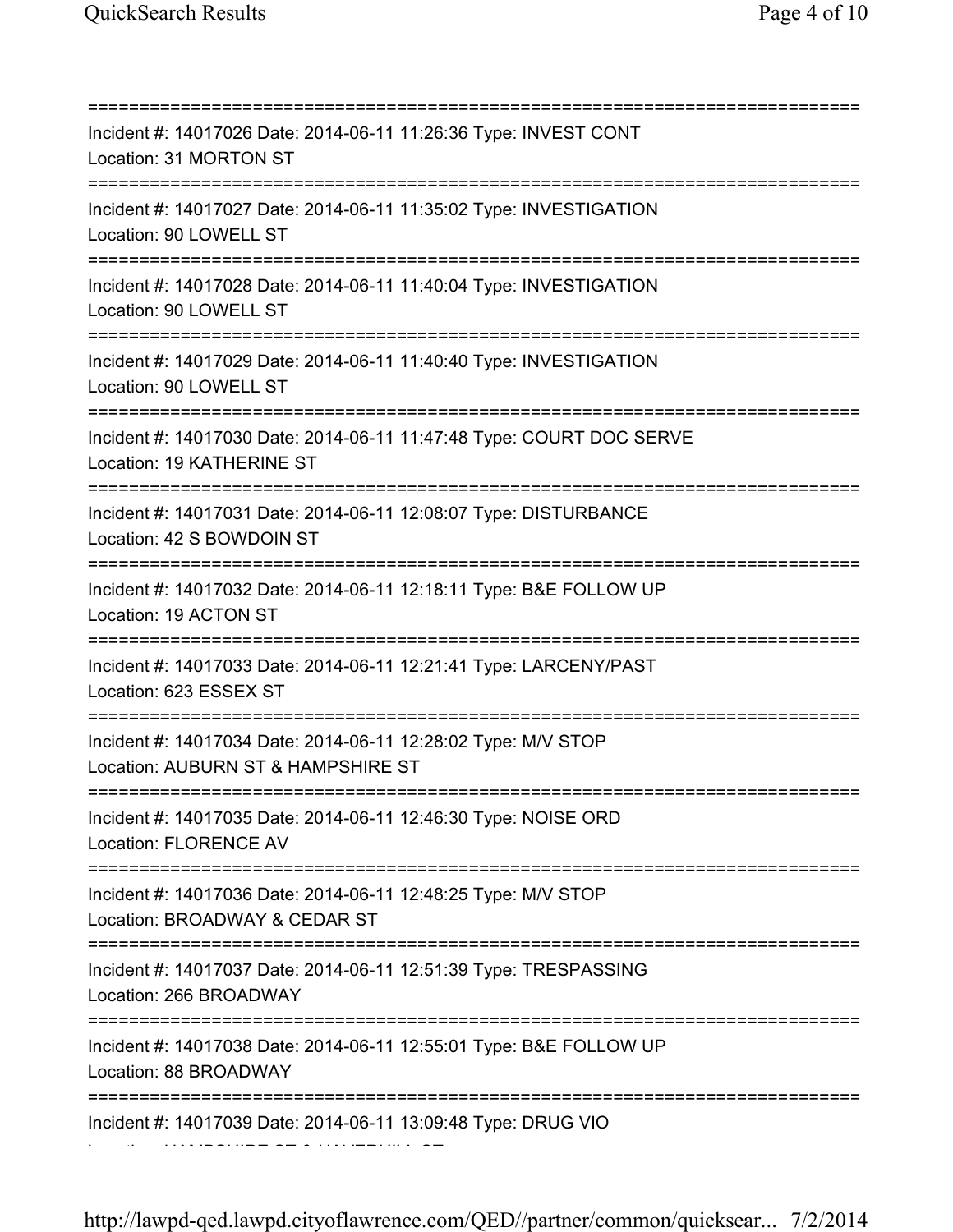==============================================================================
Incident #: 14017026 Date: 2014-06-11 11:26:36 Type: INVEST CONT
Location: 31 MORTON ST
==============================================================================
Incident #: 14017027 Date: 2014-06-11 11:35:02 Type: INVESTIGATION
Location: 90 LOWELL ST
==============================================================================
Incident #: 14017028 Date: 2014-06-11 11:40:04 Type: INVESTIGATION
Location: 90 LOWELL ST
==============================================================================
Incident #: 14017029 Date: 2014-06-11 11:40:40 Type: INVESTIGATION
Location: 90 LOWELL ST
==============================================================================
Incident #: 14017030 Date: 2014-06-11 11:47:48 Type: COURT DOC SERVE
Location: 19 KATHERINE ST
==============================================================================
Incident #: 14017031 Date: 2014-06-11 12:08:07 Type: DISTURBANCE
Location: 42 S BOWDOIN ST
==============================================================================
Incident #: 14017032 Date: 2014-06-11 12:18:11 Type: B&E FOLLOW UP
Location: 19 ACTON ST
==============================================================================
Incident #: 14017033 Date: 2014-06-11 12:21:41 Type: LARCENY/PAST
Location: 623 ESSEX ST
==============================================================================
Incident #: 14017034 Date: 2014-06-11 12:28:02 Type: M/V STOP
Location: AUBURN ST & HAMPSHIRE ST
==============================================================================
Incident #: 14017035 Date: 2014-06-11 12:46:30 Type: NOISE ORD
Location: FLORENCE AV
==============================================================================
Incident #: 14017036 Date: 2014-06-11 12:48:25 Type: M/V STOP
Location: BROADWAY & CEDAR ST
==============================================================================
Incident #: 14017037 Date: 2014-06-11 12:51:39 Type: TRESPASSING
Location: 266 BROADWAY
==============================================================================
Incident #: 14017038 Date: 2014-06-11 12:55:01 Type: B&E FOLLOW UP
Location: 88 BROADWAY
==============================================================================
Incident #: 14017039 Date: 2014-06-11 13:09:48 Type: DRUG VIO
Location: HAMPSHIRE ST & HAVERHILL ST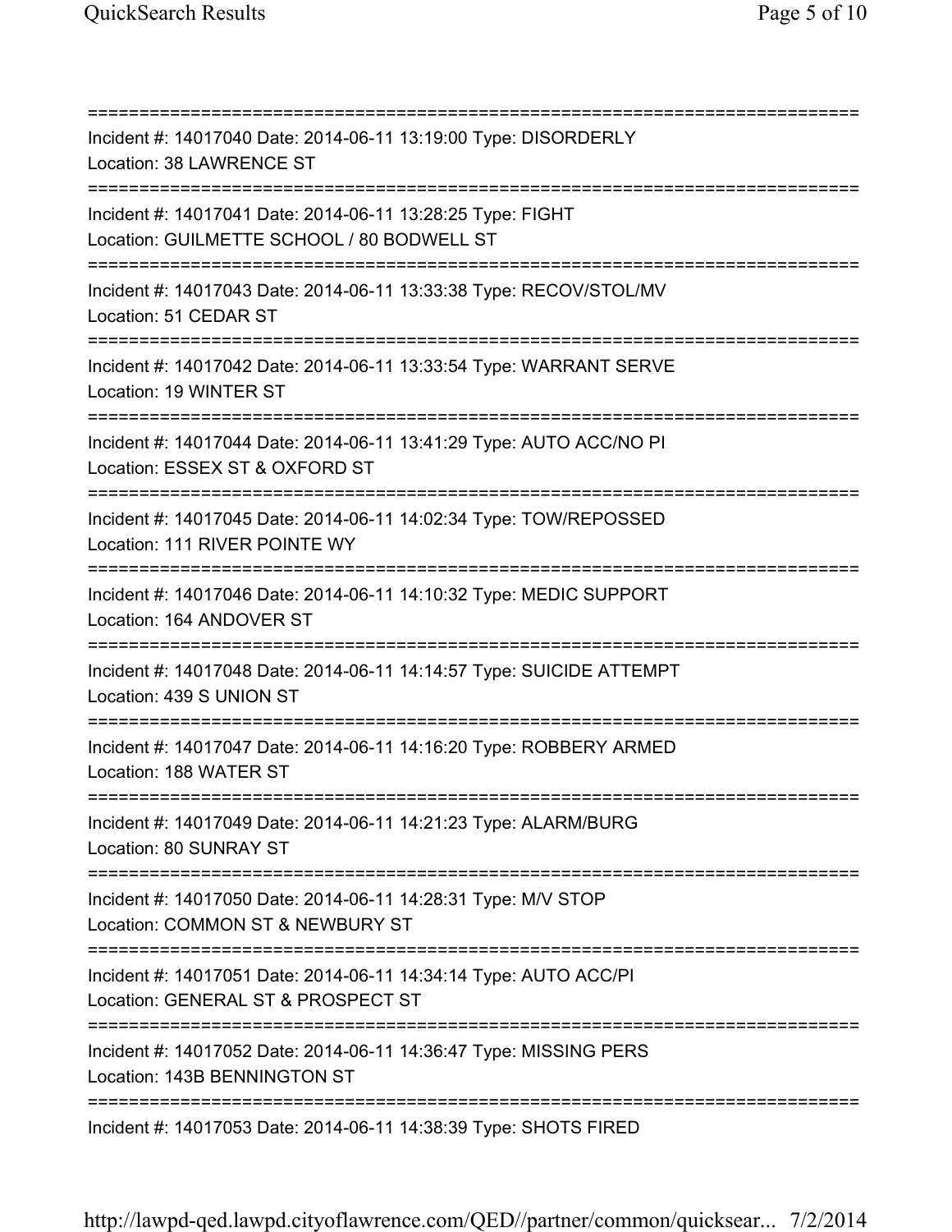===========================================================================

Incident #: 14017040 Date: 2014-06-11 13:19:00 Type: DISORDERLY
Location: 38 LAWRENCE ST

===========================================================================

Incident #: 14017041 Date: 2014-06-11 13:28:25 Type: FIGHT
Location: GUILMETTE SCHOOL / 80 BODWELL ST

===========================================================================

Incident #: 14017043 Date: 2014-06-11 13:33:38 Type: RECOV/STOL/MV
Location: 51 CEDAR ST

===========================================================================

Incident #: 14017042 Date: 2014-06-11 13:33:54 Type: WARRANT SERVE
Location: 19 WINTER ST

===========================================================================

Incident #: 14017044 Date: 2014-06-11 13:41:29 Type: AUTO ACC/NO PI
Location: ESSEX ST & OXFORD ST

===========================================================================

Incident #: 14017045 Date: 2014-06-11 14:02:34 Type: TOW/REPOSSED
Location: 111 RIVER POINTE WY

===========================================================================

Incident #: 14017046 Date: 2014-06-11 14:10:32 Type: MEDIC SUPPORT
Location: 164 ANDOVER ST

===========================================================================

Incident #: 14017048 Date: 2014-06-11 14:14:57 Type: SUICIDE ATTEMPT
Location: 439 S UNION ST

===========================================================================

Incident #: 14017047 Date: 2014-06-11 14:16:20 Type: ROBBERY ARMED
Location: 188 WATER ST

===========================================================================

Incident #: 14017049 Date: 2014-06-11 14:21:23 Type: ALARM/BURG
Location: 80 SUNRAY ST

===========================================================================

Incident #: 14017050 Date: 2014-06-11 14:28:31 Type: M/V STOP
Location: COMMON ST & NEWBURY ST

===========================================================================

Incident #: 14017051 Date: 2014-06-11 14:34:14 Type: AUTO ACC/PI
Location: GENERAL ST & PROSPECT ST

===========================================================================

Incident #: 14017052 Date: 2014-06-11 14:36:47 Type: MISSING PERS
Location: 143B BENNINGTON ST

===========================================================================

Incident #: 14017053 Date: 2014-06-11 14:38:39 Type: SHOTS FIRED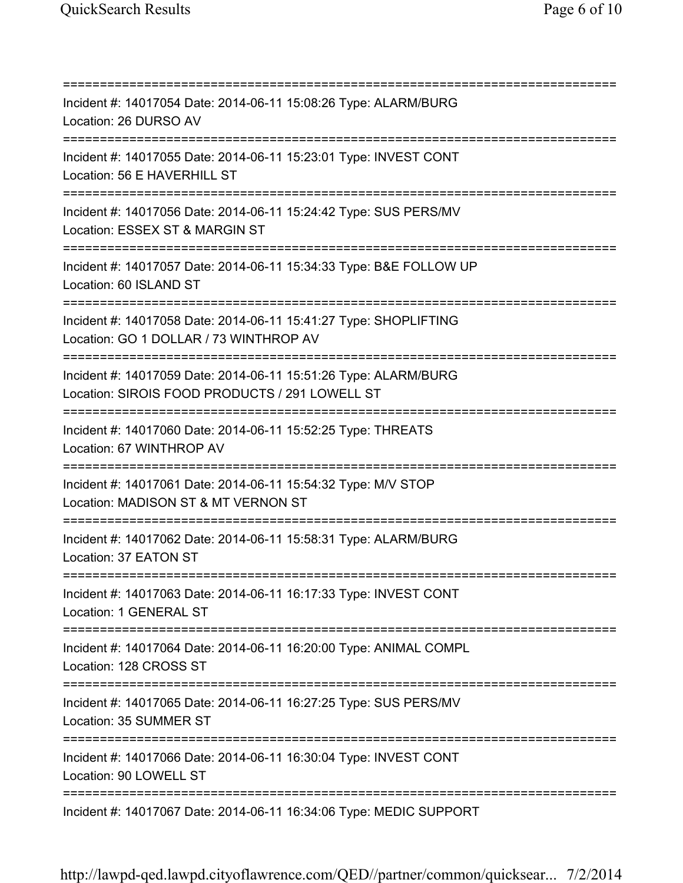===========================================================================
Incident #: 14017054 Date: 2014-06-11 15:08:26 Type: ALARM/BURG
Location: 26 DURSO AV
===========================================================================
Incident #: 14017055 Date: 2014-06-11 15:23:01 Type: INVEST CONT
Location: 56 E HAVERHILL ST
===========================================================================
Incident #: 14017056 Date: 2014-06-11 15:24:42 Type: SUS PERS/MV
Location: ESSEX ST & MARGIN ST
===========================================================================
Incident #: 14017057 Date: 2014-06-11 15:34:33 Type: B&E FOLLOW UP
Location: 60 ISLAND ST
===========================================================================
Incident #: 14017058 Date: 2014-06-11 15:41:27 Type: SHOPLIFTING
Location: GO 1 DOLLAR / 73 WINTHROP AV
===========================================================================
Incident #: 14017059 Date: 2014-06-11 15:51:26 Type: ALARM/BURG
Location: SIROIS FOOD PRODUCTS / 291 LOWELL ST
===========================================================================
Incident #: 14017060 Date: 2014-06-11 15:52:25 Type: THREATS
Location: 67 WINTHROP AV
===========================================================================
Incident #: 14017061 Date: 2014-06-11 15:54:32 Type: M/V STOP
Location: MADISON ST & MT VERNON ST
===========================================================================
Incident #: 14017062 Date: 2014-06-11 15:58:31 Type: ALARM/BURG
Location: 37 EATON ST
===========================================================================
Incident #: 14017063 Date: 2014-06-11 16:17:33 Type: INVEST CONT
Location: 1 GENERAL ST
===========================================================================
Incident #: 14017064 Date: 2014-06-11 16:20:00 Type: ANIMAL COMPL
Location: 128 CROSS ST
===========================================================================
Incident #: 14017065 Date: 2014-06-11 16:27:25 Type: SUS PERS/MV
Location: 35 SUMMER ST
===========================================================================
Incident #: 14017066 Date: 2014-06-11 16:30:04 Type: INVEST CONT
Location: 90 LOWELL ST
===========================================================================
Incident #: 14017067 Date: 2014-06-11 16:34:06 Type: MEDIC SUPPORT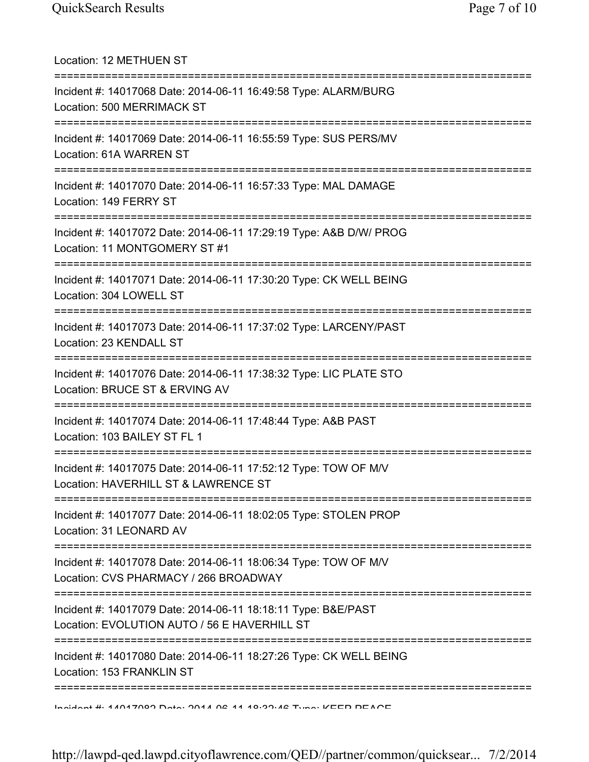Location: 12 METHUEN ST

===========================================================================

Incident #: 14017068 Date: 2014-06-11 16:49:58 Type: ALARM/BURG
Location: 500 MERRIMACK ST

===========================================================================

Incident #: 14017069 Date: 2014-06-11 16:55:59 Type: SUS PERS/MV
Location: 61A WARREN ST

===========================================================================

Incident #: 14017070 Date: 2014-06-11 16:57:33 Type: MAL DAMAGE
Location: 149 FERRY ST

===========================================================================

Incident #: 14017072 Date: 2014-06-11 17:29:19 Type: A&B D/W/ PROG
Location: 11 MONTGOMERY ST #1

===========================================================================

Incident #: 14017071 Date: 2014-06-11 17:30:20 Type: CK WELL BEING
Location: 304 LOWELL ST

===========================================================================

Incident #: 14017073 Date: 2014-06-11 17:37:02 Type: LARCENY/PAST
Location: 23 KENDALL ST

===========================================================================

Incident #: 14017076 Date: 2014-06-11 17:38:32 Type: LIC PLATE STO
Location: BRUCE ST & ERVING AV

===========================================================================

Incident #: 14017074 Date: 2014-06-11 17:48:44 Type: A&B PAST
Location: 103 BAILEY ST FL 1

===========================================================================

Incident #: 14017075 Date: 2014-06-11 17:52:12 Type: TOW OF M/V
Location: HAVERHILL ST & LAWRENCE ST

===========================================================================

Incident #: 14017077 Date: 2014-06-11 18:02:05 Type: STOLEN PROP
Location: 31 LEONARD AV

===========================================================================

Incident #: 14017078 Date: 2014-06-11 18:06:34 Type: TOW OF M/V
Location: CVS PHARMACY / 266 BROADWAY

===========================================================================

Incident #: 14017079 Date: 2014-06-11 18:18:11 Type: B&E/PAST
Location: EVOLUTION AUTO / 56 E HAVERHILL ST

===========================================================================

Incident #: 14017080 Date: 2014-06-11 18:27:26 Type: CK WELL BEING
Location: 153 FRANKLIN ST

===========================================================================

Incident #: 14017082 Date: 2014-06-11 18:32:46 Type: KEEP PEACE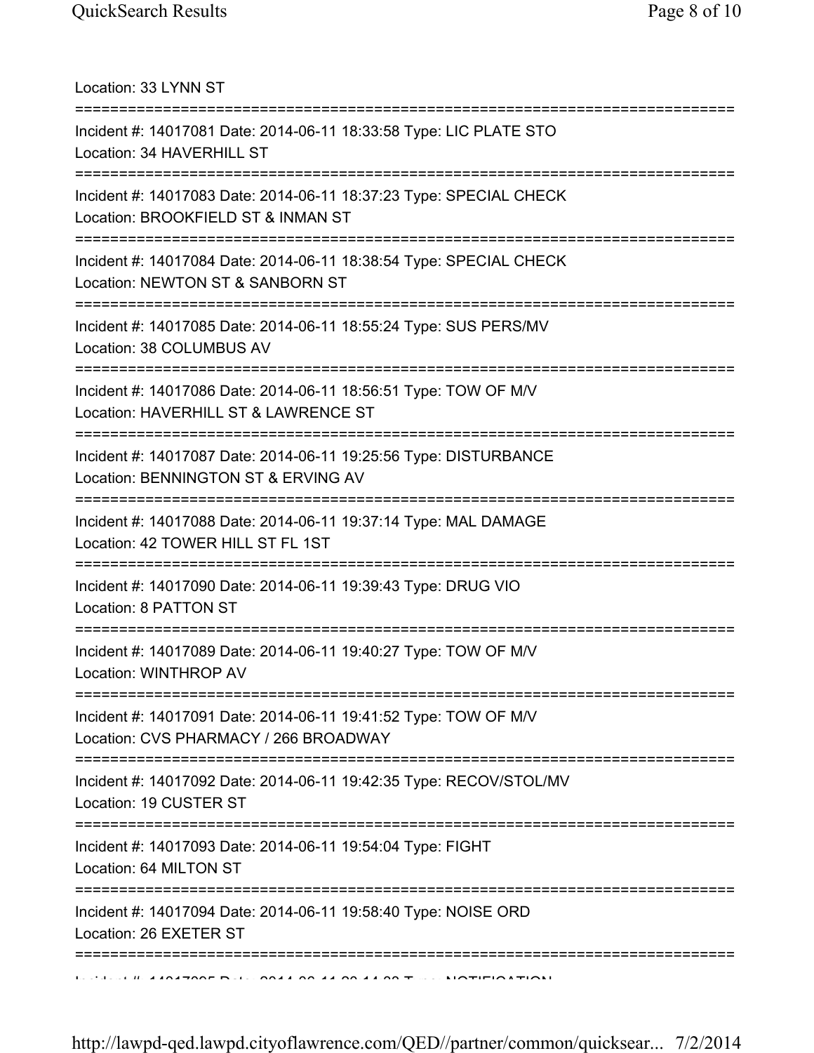Location: 33 LYNN ST

===========================================================================

Incident #: 14017081 Date: 2014-06-11 18:33:58 Type: LIC PLATE STO
Location: 34 HAVERHILL ST

===========================================================================

Incident #: 14017083 Date: 2014-06-11 18:37:23 Type: SPECIAL CHECK
Location: BROOKFIELD ST & INMAN ST

===========================================================================

Incident #: 14017084 Date: 2014-06-11 18:38:54 Type: SPECIAL CHECK
Location: NEWTON ST & SANBORN ST

===========================================================================

Incident #: 14017085 Date: 2014-06-11 18:55:24 Type: SUS PERS/MV
Location: 38 COLUMBUS AV

===========================================================================

Incident #: 14017086 Date: 2014-06-11 18:56:51 Type: TOW OF M/V
Location: HAVERHILL ST & LAWRENCE ST

===========================================================================

Incident #: 14017087 Date: 2014-06-11 19:25:56 Type: DISTURBANCE
Location: BENNINGTON ST & ERVING AV

===========================================================================

Incident #: 14017088 Date: 2014-06-11 19:37:14 Type: MAL DAMAGE
Location: 42 TOWER HILL ST FL 1ST

===========================================================================

Incident #: 14017090 Date: 2014-06-11 19:39:43 Type: DRUG VIO
Location: 8 PATTON ST

===========================================================================

Incident #: 14017089 Date: 2014-06-11 19:40:27 Type: TOW OF M/V
Location: WINTHROP AV

===========================================================================

Incident #: 14017091 Date: 2014-06-11 19:41:52 Type: TOW OF M/V
Location: CVS PHARMACY / 266 BROADWAY

===========================================================================

Incident #: 14017092 Date: 2014-06-11 19:42:35 Type: RECOV/STOL/MV
Location: 19 CUSTER ST

===========================================================================

Incident #: 14017093 Date: 2014-06-11 19:54:04 Type: FIGHT
Location: 64 MILTON ST

===========================================================================

Incident #: 14017094 Date: 2014-06-11 19:58:40 Type: NOISE ORD
Location: 26 EXETER ST

===========================================================================

Incident #: 14017095 Date: 2014-06-11 20:14:33 Type: NOTIFICATION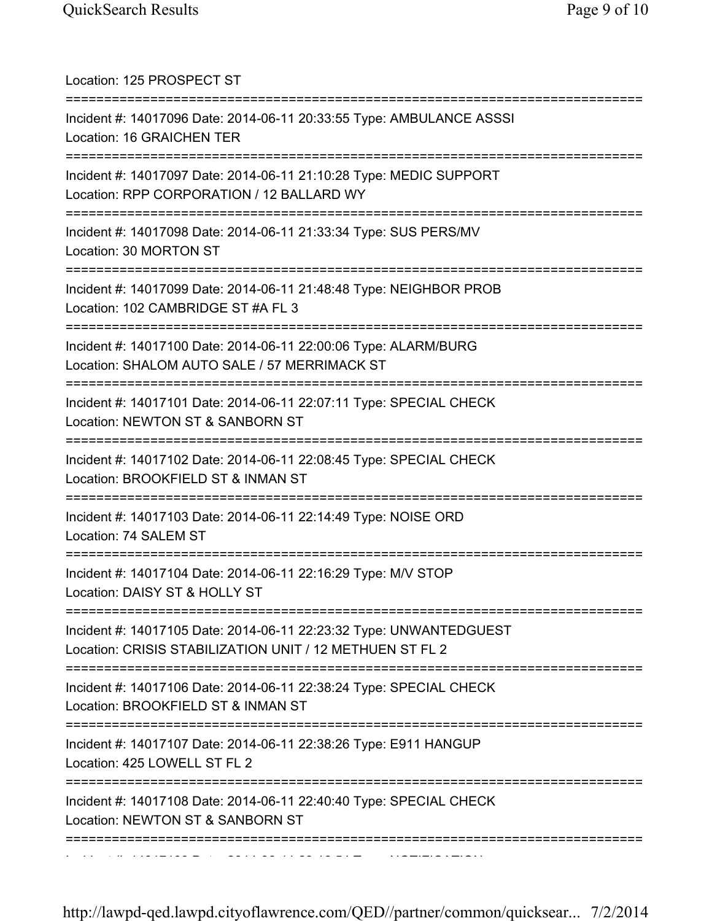Location: 125 PROSPECT ST

===========================================================================

Incident #: 14017096 Date: 2014-06-11 20:33:55 Type: AMBULANCE ASSSI
Location: 16 GRAICHEN TER

===========================================================================

Incident #: 14017097 Date: 2014-06-11 21:10:28 Type: MEDIC SUPPORT
Location: RPP CORPORATION / 12 BALLARD WY

===========================================================================

Incident #: 14017098 Date: 2014-06-11 21:33:34 Type: SUS PERS/MV
Location: 30 MORTON ST

===========================================================================

Incident #: 14017099 Date: 2014-06-11 21:48:48 Type: NEIGHBOR PROB
Location: 102 CAMBRIDGE ST #A FL 3

===========================================================================

Incident #: 14017100 Date: 2014-06-11 22:00:06 Type: ALARM/BURG
Location: SHALOM AUTO SALE / 57 MERRIMACK ST

===========================================================================

Incident #: 14017101 Date: 2014-06-11 22:07:11 Type: SPECIAL CHECK
Location: NEWTON ST & SANBORN ST

===========================================================================

Incident #: 14017102 Date: 2014-06-11 22:08:45 Type: SPECIAL CHECK
Location: BROOKFIELD ST & INMAN ST

===========================================================================

Incident #: 14017103 Date: 2014-06-11 22:14:49 Type: NOISE ORD
Location: 74 SALEM ST

===========================================================================

Incident #: 14017104 Date: 2014-06-11 22:16:29 Type: M/V STOP
Location: DAISY ST & HOLLY ST

===========================================================================

Incident #: 14017105 Date: 2014-06-11 22:23:32 Type: UNWANTEDGUEST
Location: CRISIS STABILIZATION UNIT / 12 METHUEN ST FL 2

===========================================================================

Incident #: 14017106 Date: 2014-06-11 22:38:24 Type: SPECIAL CHECK
Location: BROOKFIELD ST & INMAN ST

===========================================================================

Incident #: 14017107 Date: 2014-06-11 22:38:26 Type: E911 HANGUP
Location: 425 LOWELL ST FL 2

===========================================================================

Incident #: 14017108 Date: 2014-06-11 22:40:40 Type: SPECIAL CHECK
Location: NEWTON ST & SANBORN ST

===========================================================================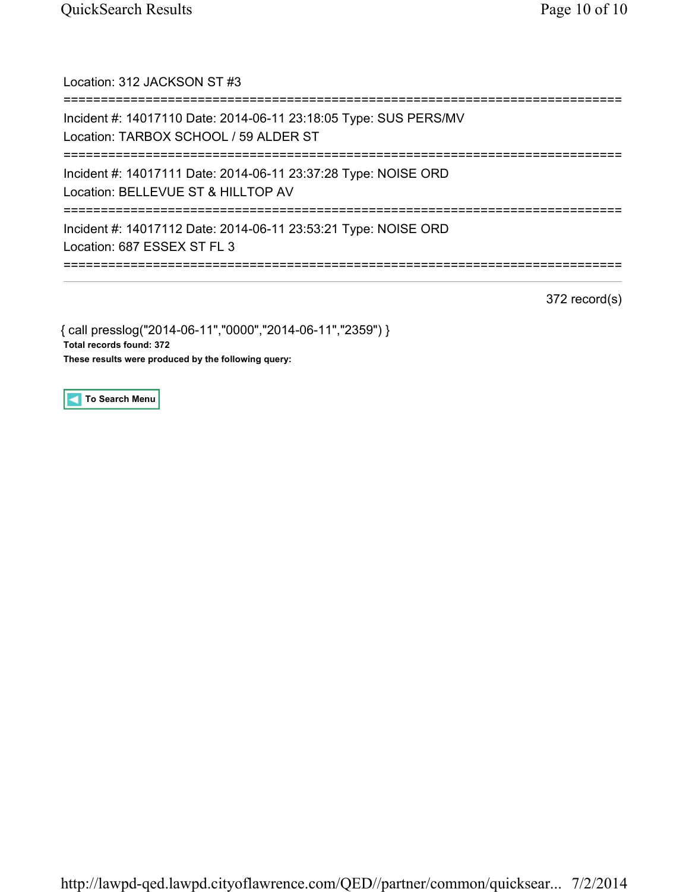Location: 312 JACKSON ST #3

===========================================================================

Incident #: 14017110 Date: 2014-06-11 23:18:05 Type: SUS PERS/MV

Location: TARBOX SCHOOL / 59 ALDER ST

===========================================================================

Incident #: 14017111 Date: 2014-06-11 23:37:28 Type: NOISE ORD

Location: BELLEVUE ST & HILLTOP AV

===========================================================================

Incident #: 14017112 Date: 2014-06-11 23:53:21 Type: NOISE ORD

Location: 687 ESSEX ST FL 3

===========================================================================

372 record(s)

{ call presslog("2014-06-11","0000","2014-06-11","2359") }

**Total records found: 372**

**These results were produced by the following query:**

To Search Menu